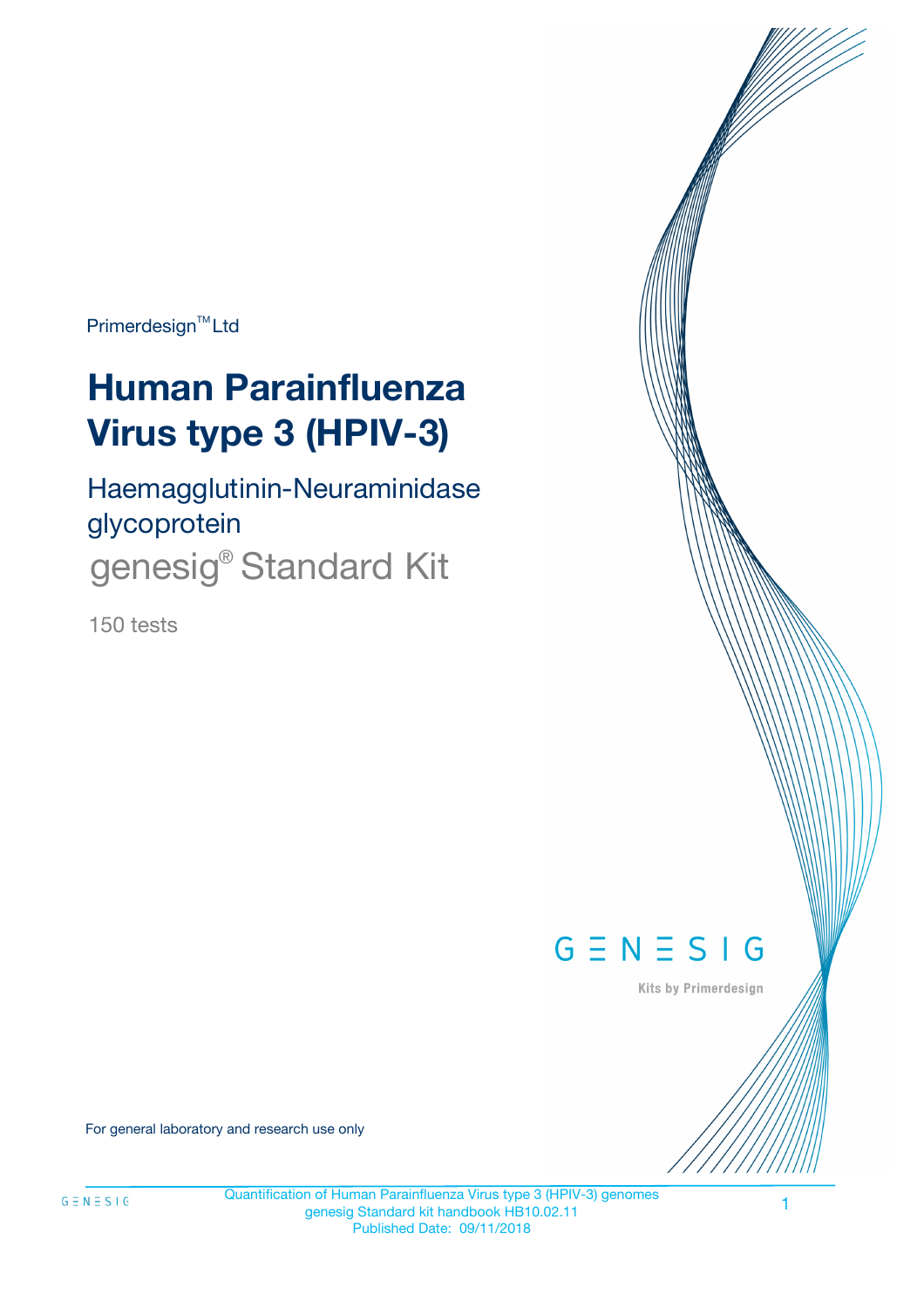Primerdesign™ Ltd

# Human Parainfluenza Virus type 3 (HPIV-3)

Haemagglutinin-Neuraminidase glycoprotein

genesig® Standard Kit

150 tests

GENESIG

Kits by Primerdesign

For general laboratory and research use only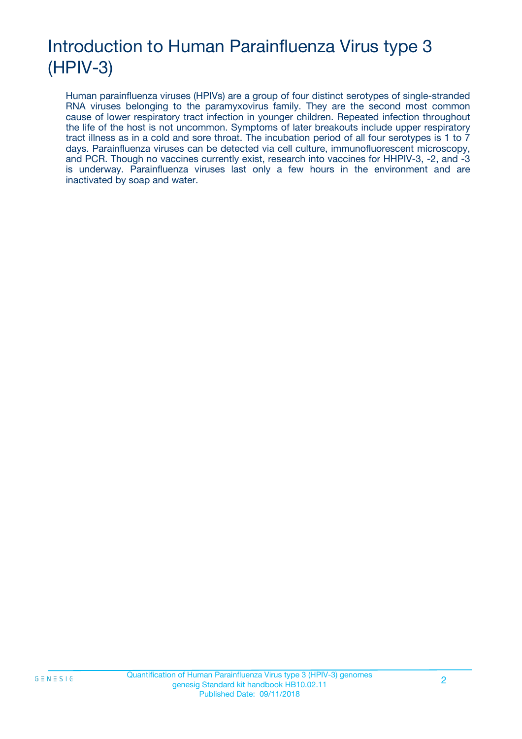# Introduction to Human Parainfluenza Virus type 3 (HPIV-3)

Human parainfluenza viruses (HPIVs) are a group of four distinct serotypes of single-stranded RNA viruses belonging to the paramyxovirus family. They are the second most common cause of lower respiratory tract infection in younger children. Repeated infection throughout the life of the host is not uncommon. Symptoms of later breakouts include upper respiratory tract illness as in a cold and sore throat. The incubation period of all four serotypes is 1 to 7 days. Parainfluenza viruses can be detected via cell culture, immunofluorescent microscopy, and PCR. Though no vaccines currently exist, research into vaccines for HHPIV-3, -2, and -3 is underway. Parainfluenza viruses last only a few hours in the environment and are inactivated by soap and water.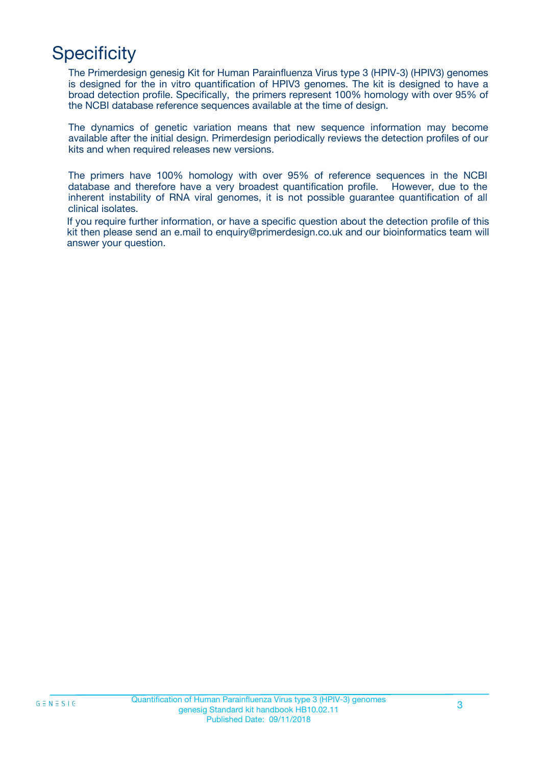# Specificity

The Primerdesign genesig Kit for Human Parainfluenza Virus type 3 (HPIV-3) (HPIV3) genomes is designed for the in vitro quantification of HPIV3 genomes. The kit is designed to have a broad detection profile. Specifically, the primers represent 100% homology with over 95% of the NCBI database reference sequences available at the time of design.

The dynamics of genetic variation means that new sequence information may become available after the initial design. Primerdesign periodically reviews the detection profiles of our kits and when required releases new versions.

The primers have 100% homology with over 95% of reference sequences in the NCBI database and therefore have a very broadest quantification profile. However, due to the inherent instability of RNA viral genomes, it is not possible guarantee quantification of all clinical isolates.

If you require further information, or have a specific question about the detection profile of this kit then please send an e.mail to enquiry@primerdesign.co.uk and our bioinformatics team will answer your question.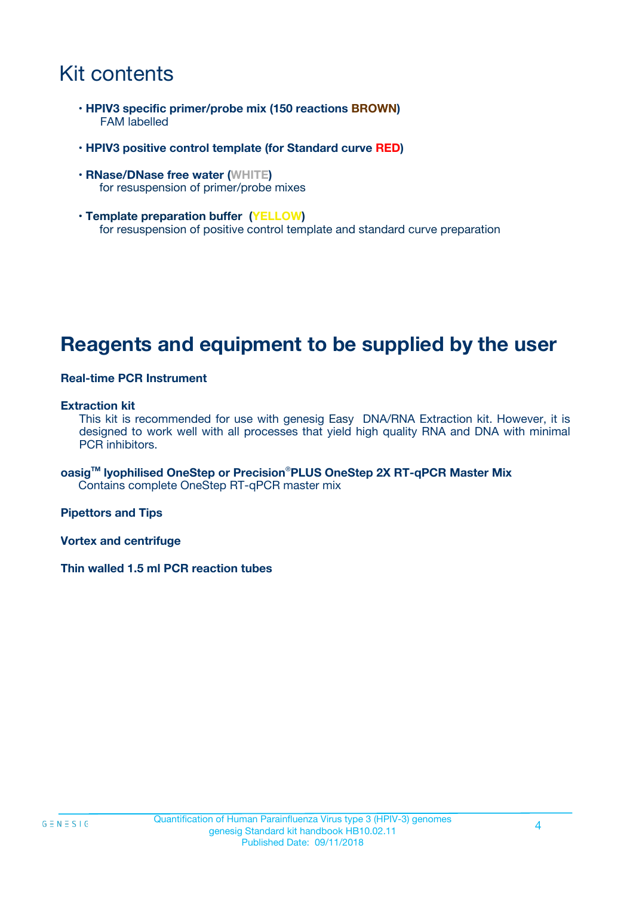# Kit contents

- **HPIV3 specific primer/probe mix (150 reactions BROWN)**
  FAM labelled
- **HPIV3 positive control template (for Standard curve RED)**
- **RNase/DNase free water (WHITE)**
  for resuspension of primer/probe mixes
- **Template preparation buffer (YELLOW)**
  for resuspension of positive control template and standard curve preparation

# Reagents and equipment to be supplied by the user

**Real-time PCR Instrument**

**Extraction kit**
This kit is recommended for use with genesig Easy DNA/RNA Extraction kit. However, it is designed to work well with all processes that yield high quality RNA and DNA with minimal PCR inhibitors.

**oasig™ lyophilised OneStep or Precision®PLUS OneStep 2X RT-qPCR Master Mix**
Contains complete OneStep RT-qPCR master mix

**Pipettors and Tips**

**Vortex and centrifuge**

**Thin walled 1.5 ml PCR reaction tubes**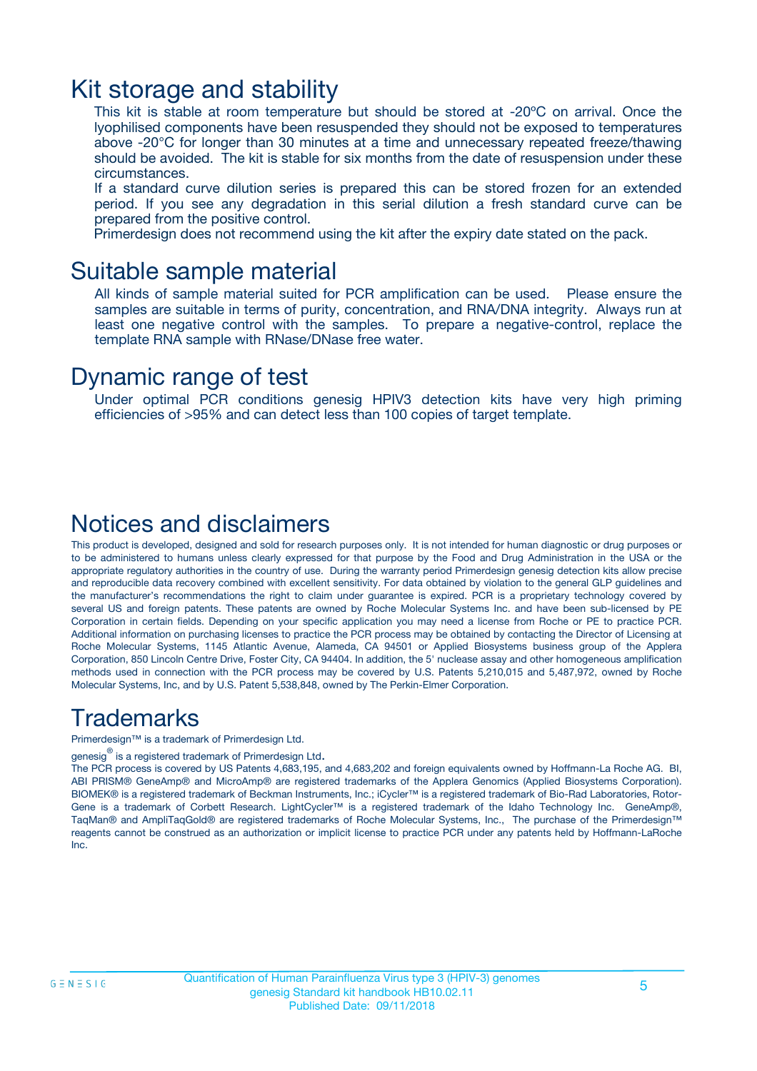# Kit storage and stability

This kit is stable at room temperature but should be stored at -20ºC on arrival. Once the lyophilised components have been resuspended they should not be exposed to temperatures above -20°C for longer than 30 minutes at a time and unnecessary repeated freeze/thawing should be avoided. The kit is stable for six months from the date of resuspension under these circumstances.

If a standard curve dilution series is prepared this can be stored frozen for an extended period. If you see any degradation in this serial dilution a fresh standard curve can be prepared from the positive control.

Primerdesign does not recommend using the kit after the expiry date stated on the pack.

# Suitable sample material

All kinds of sample material suited for PCR amplification can be used. Please ensure the samples are suitable in terms of purity, concentration, and RNA/DNA integrity. Always run at least one negative control with the samples. To prepare a negative-control, replace the template RNA sample with RNase/DNase free water.

# Dynamic range of test

Under optimal PCR conditions genesig HPIV3 detection kits have very high priming efficiencies of >95% and can detect less than 100 copies of target template.

# Notices and disclaimers

This product is developed, designed and sold for research purposes only. It is not intended for human diagnostic or drug purposes or to be administered to humans unless clearly expressed for that purpose by the Food and Drug Administration in the USA or the appropriate regulatory authorities in the country of use. During the warranty period Primerdesign genesig detection kits allow precise and reproducible data recovery combined with excellent sensitivity. For data obtained by violation to the general GLP guidelines and the manufacturer's recommendations the right to claim under guarantee is expired. PCR is a proprietary technology covered by several US and foreign patents. These patents are owned by Roche Molecular Systems Inc. and have been sub-licensed by PE Corporation in certain fields. Depending on your specific application you may need a license from Roche or PE to practice PCR. Additional information on purchasing licenses to practice the PCR process may be obtained by contacting the Director of Licensing at Roche Molecular Systems, 1145 Atlantic Avenue, Alameda, CA 94501 or Applied Biosystems business group of the Applera Corporation, 850 Lincoln Centre Drive, Foster City, CA 94404. In addition, the 5' nuclease assay and other homogeneous amplification methods used in connection with the PCR process may be covered by U.S. Patents 5,210,015 and 5,487,972, owned by Roche Molecular Systems, Inc, and by U.S. Patent 5,538,848, owned by The Perkin-Elmer Corporation.

# Trademarks

Primerdesign™ is a trademark of Primerdesign Ltd.

genesig® is a registered trademark of Primerdesign Ltd.

The PCR process is covered by US Patents 4,683,195, and 4,683,202 and foreign equivalents owned by Hoffmann-La Roche AG. BI, ABI PRISM® GeneAmp® and MicroAmp® are registered trademarks of the Applera Genomics (Applied Biosystems Corporation). BIOMEK® is a registered trademark of Beckman Instruments, Inc.; iCycler™ is a registered trademark of Bio-Rad Laboratories, Rotor-Gene is a trademark of Corbett Research. LightCycler™ is a registered trademark of the Idaho Technology Inc. GeneAmp®, TaqMan® and AmpliTaqGold® are registered trademarks of Roche Molecular Systems, Inc., The purchase of the Primerdesign™ reagents cannot be construed as an authorization or implicit license to practice PCR under any patents held by Hoffmann-LaRoche Inc.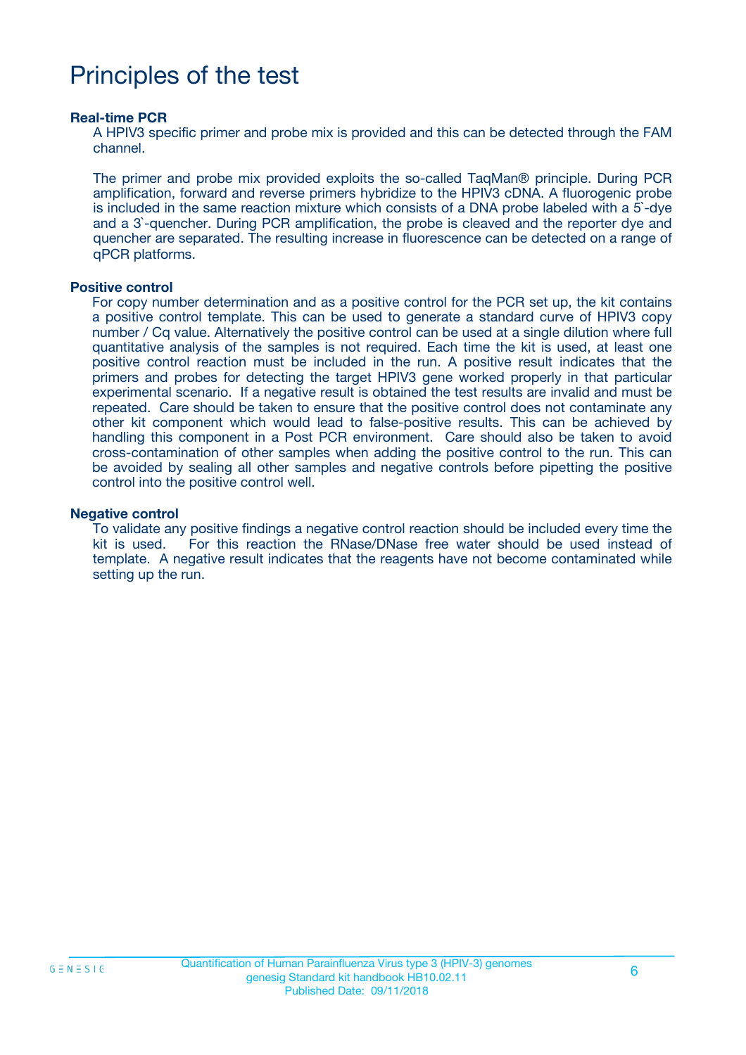# Principles of the test

**Real-time PCR**

A HPIV3 specific primer and probe mix is provided and this can be detected through the FAM channel.

The primer and probe mix provided exploits the so-called TaqMan® principle. During PCR amplification, forward and reverse primers hybridize to the HPIV3 cDNA. A fluorogenic probe is included in the same reaction mixture which consists of a DNA probe labeled with a 5`-dye and a 3`-quencher. During PCR amplification, the probe is cleaved and the reporter dye and quencher are separated. The resulting increase in fluorescence can be detected on a range of qPCR platforms.

**Positive control**

For copy number determination and as a positive control for the PCR set up, the kit contains a positive control template. This can be used to generate a standard curve of HPIV3 copy number / Cq value. Alternatively the positive control can be used at a single dilution where full quantitative analysis of the samples is not required. Each time the kit is used, at least one positive control reaction must be included in the run. A positive result indicates that the primers and probes for detecting the target HPIV3 gene worked properly in that particular experimental scenario. If a negative result is obtained the test results are invalid and must be repeated. Care should be taken to ensure that the positive control does not contaminate any other kit component which would lead to false-positive results. This can be achieved by handling this component in a Post PCR environment. Care should also be taken to avoid cross-contamination of other samples when adding the positive control to the run. This can be avoided by sealing all other samples and negative controls before pipetting the positive control into the positive control well.

**Negative control**

To validate any positive findings a negative control reaction should be included every time the kit is used. For this reaction the RNase/DNase free water should be used instead of template. A negative result indicates that the reagents have not become contaminated while setting up the run.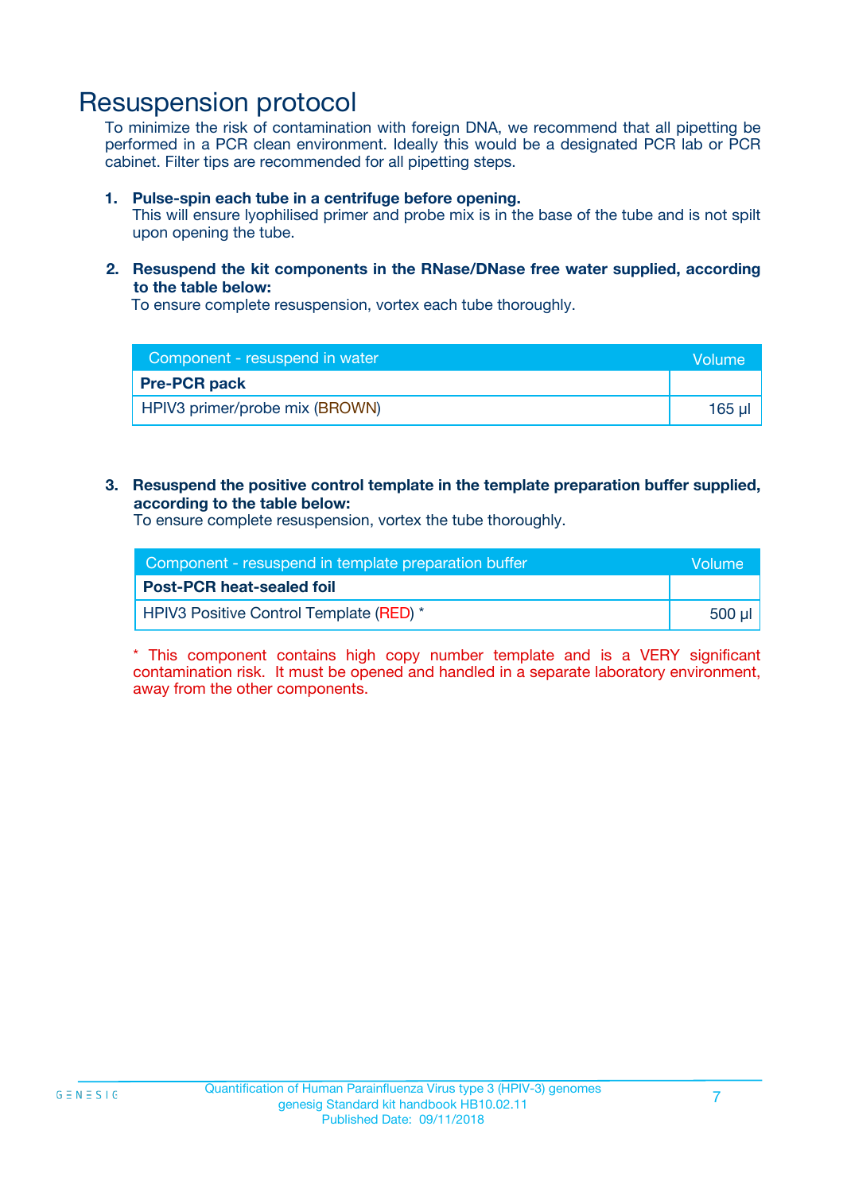# Resuspension protocol

To minimize the risk of contamination with foreign DNA, we recommend that all pipetting be performed in a PCR clean environment. Ideally this would be a designated PCR lab or PCR cabinet. Filter tips are recommended for all pipetting steps.

1. **Pulse-spin each tube in a centrifuge before opening.**
   This will ensure lyophilised primer and probe mix is in the base of the tube and is not spilt upon opening the tube.

2. **Resuspend the kit components in the RNase/DNase free water supplied, according to the table below:**
   To ensure complete resuspension, vortex each tube thoroughly.

| Component - resuspend in water | Volume |
| --- | --- |
| **Pre-PCR pack** | |
| HPIV3 primer/probe mix (BROWN) | 165 µl |

3. **Resuspend the positive control template in the template preparation buffer supplied, according to the table below:**
   To ensure complete resuspension, vortex the tube thoroughly.

| Component - resuspend in template preparation buffer | Volume |
| --- | --- |
| **Post-PCR heat-sealed foil** | |
| HPIV3 Positive Control Template (RED) * | 500 µl |

* This component contains high copy number template and is a VERY significant contamination risk. It must be opened and handled in a separate laboratory environment, away from the other components.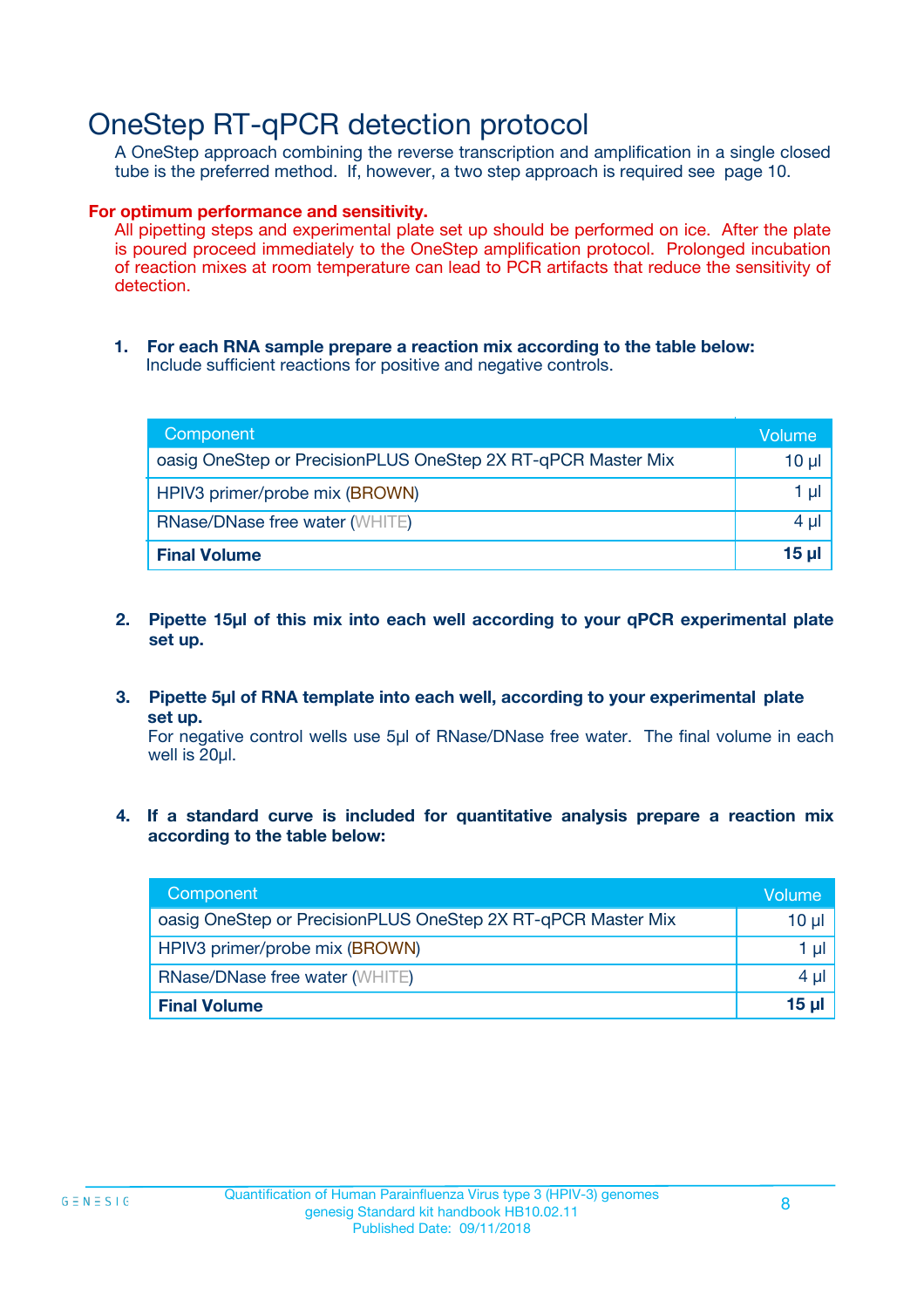# OneStep RT-qPCR detection protocol

A OneStep approach combining the reverse transcription and amplification in a single closed tube is the preferred method. If, however, a two step approach is required see page 10.

**For optimum performance and sensitivity.**

All pipetting steps and experimental plate set up should be performed on ice. After the plate is poured proceed immediately to the OneStep amplification protocol. Prolonged incubation of reaction mixes at room temperature can lead to PCR artifacts that reduce the sensitivity of detection.

1. **For each RNA sample prepare a reaction mix according to the table below:**
   Include sufficient reactions for positive and negative controls.

| Component | Volume |
| --- | --- |
| oasig OneStep or PrecisionPLUS OneStep 2X RT-qPCR Master Mix | 10 µl |
| HPIV3 primer/probe mix (BROWN) | 1 µl |
| RNase/DNase free water (WHITE) | 4 µl |
| **Final Volume** | **15 µl** |

2. **Pipette 15µl of this mix into each well according to your qPCR experimental plate set up.**

3. **Pipette 5µl of RNA template into each well, according to your experimental plate set up.**
   For negative control wells use 5µl of RNase/DNase free water. The final volume in each well is 20µl.

4. **If a standard curve is included for quantitative analysis prepare a reaction mix according to the table below:**

| Component | Volume |
| --- | --- |
| oasig OneStep or PrecisionPLUS OneStep 2X RT-qPCR Master Mix | 10 µl |
| HPIV3 primer/probe mix (BROWN) | 1 µl |
| RNase/DNase free water (WHITE) | 4 µl |
| **Final Volume** | **15 µl** |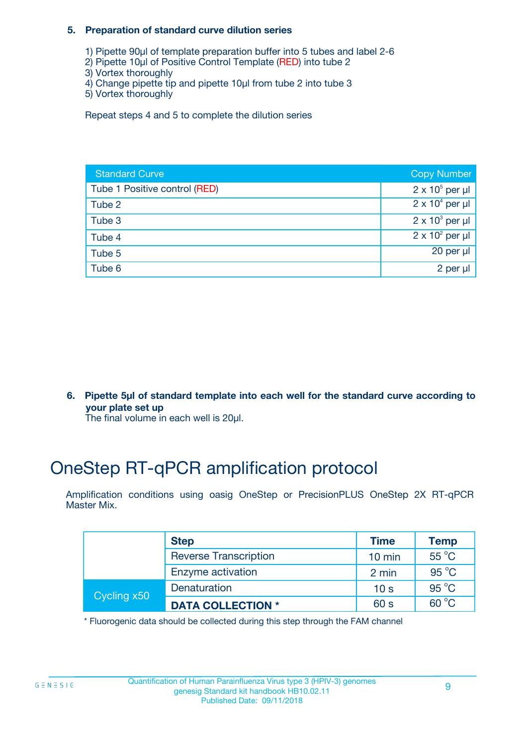**5. Preparation of standard curve dilution series**

1) Pipette 90µl of template preparation buffer into 5 tubes and label 2-6
2) Pipette 10µl of Positive Control Template (RED) into tube 2
3) Vortex thoroughly
4) Change pipette tip and pipette 10µl from tube 2 into tube 3
5) Vortex thoroughly

Repeat steps 4 and 5 to complete the dilution series

| Standard Curve | Copy Number |
|---|---|
| Tube 1 Positive control (RED) | $2 \times 10^5$ per µl |
| Tube 2 | $2 \times 10^4$ per µl |
| Tube 3 | $2 \times 10^3$ per µl |
| Tube 4 | $2 \times 10^2$ per µl |
| Tube 5 | 20 per µl |
| Tube 6 | 2 per µl |

**6. Pipette 5µl of standard template into each well for the standard curve according to your plate set up**

The final volume in each well is 20µl.

# OneStep RT-qPCR amplification protocol

Amplification conditions using oasig OneStep or PrecisionPLUS OneStep 2X RT-qPCR Master Mix.

| | Step | Time | Temp |
|---|---|---|---|
| | Reverse Transcription | 10 min | 55 °C |
| | Enzyme activation | 2 min | 95 °C |
| Cycling x50 | Denaturation | 10 s | 95 °C |
| | **DATA COLLECTION *** | 60 s | 60 °C |

\* Fluorogenic data should be collected during this step through the FAM channel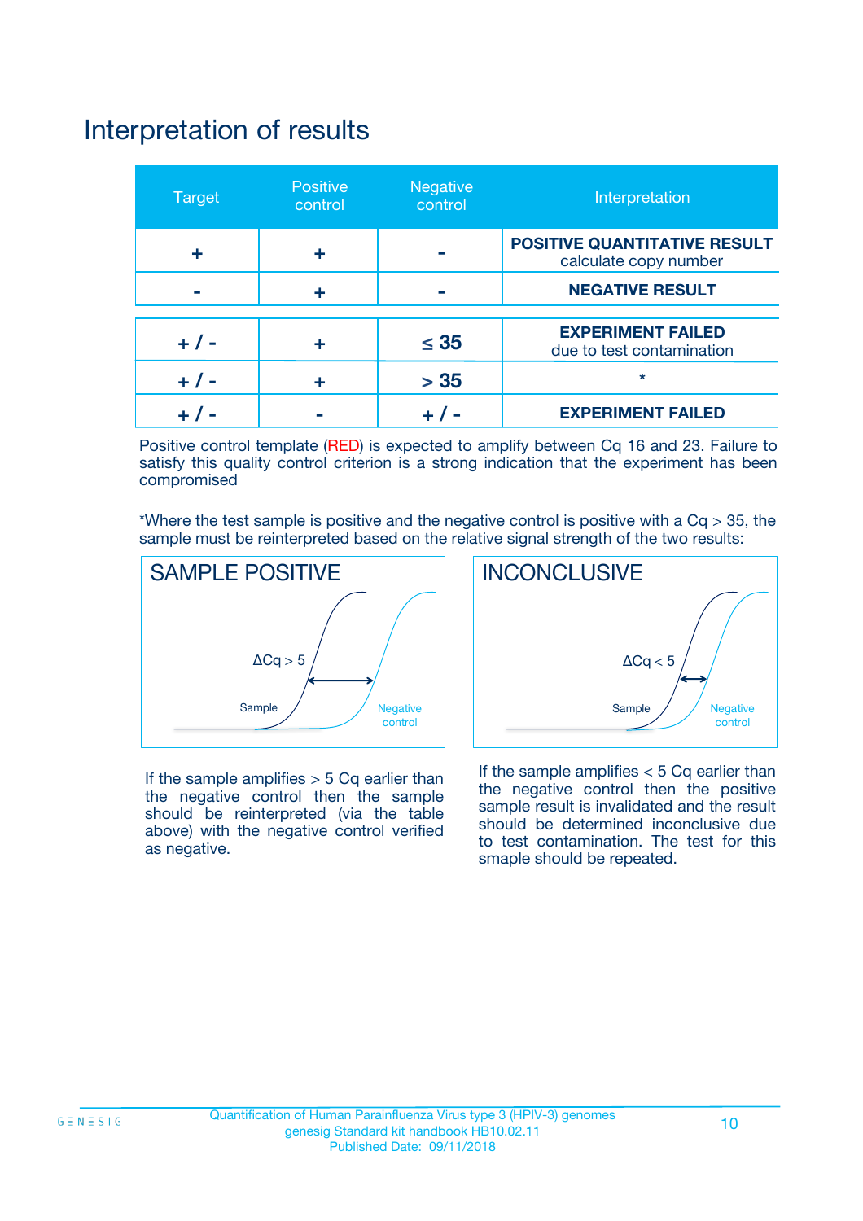# Interpretation of results

| Target | Positive control | Negative control | Interpretation |
|---|---|---|---|
| + | + | - | **POSITIVE QUANTITATIVE RESULT** calculate copy number |
| - | + | - | **NEGATIVE RESULT** |
| + / - | + | ≤ 35 | **EXPERIMENT FAILED** due to test contamination |
| + / - | + | > 35 | * |
| + / - | - | + / - | **EXPERIMENT FAILED** |

Positive control template (RED) is expected to amplify between Cq 16 and 23. Failure to satisfy this quality control criterion is a strong indication that the experiment has been compromised

*Where the test sample is positive and the negative control is positive with a Cq > 35, the sample must be reinterpreted based on the relative signal strength of the two results:

SAMPLE POSITIVE

ΔCq > 5

Sample

Negative control

If the sample amplifies > 5 Cq earlier than the negative control then the sample should be reinterpreted (via the table above) with the negative control verified as negative.

INCONCLUSIVE

ΔCq < 5

Sample

Negative control

If the sample amplifies < 5 Cq earlier than the negative control then the positive sample result is invalidated and the result should be determined inconclusive due to test contamination. The test for this smaple should be repeated.